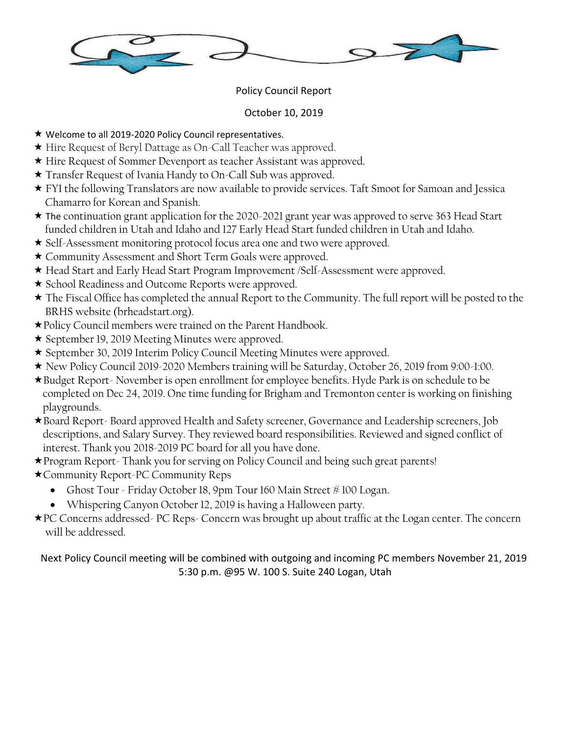Policy Council Report

October 10, 2019

- ★ Welcome to all 2019-2020 Policy Council representatives.
- ★ Hire Request of Beryl Dattage as On-Call Teacher was approved.
- ★ Hire Request of Sommer Devenport as teacher Assistant was approved.
- ★ Transfer Request of Ivania Handy to On-Call Sub was approved.
- ★ FYI the following Translators are now available to provide services. Taft Smoot for Samoan and Jessica Chamarro for Korean and Spanish.
- ★ The continuation grant application for the 2020-2021 grant year was approved to serve 363 Head Start funded children in Utah and Idaho and 127 Early Head Start funded children in Utah and Idaho.
- ★ Self-Assessment monitoring protocol focus area one and two were approved.
- ★ Community Assessment and Short Term Goals were approved.
- ★ Head Start and Early Head Start Program Improvement /Self-Assessment were approved.
- ★ School Readiness and Outcome Reports were approved.
- ★ The Fiscal Office has completed the annual Report to the Community. The full report will be posted to the BRHS website (brheadstart.org).
- ★ Policy Council members were trained on the Parent Handbook.
- ★ September 19, 2019 Meeting Minutes were approved.
- ★ September 30, 2019 Interim Policy Council Meeting Minutes were approved.
- ★ New Policy Council 2019-2020 Members training will be Saturday, October 26, 2019 from 9:00-1:00.
- ★ Budget Report- November is open enrollment for employee benefits. Hyde Park is on schedule to be completed on Dec 24, 2019. One time funding for Brigham and Tremonton center is working on finishing playgrounds.
- ★ Board Report- Board approved Health and Safety screener, Governance and Leadership screeners, Job descriptions, and Salary Survey. They reviewed board responsibilities. Reviewed and signed conflict of interest. Thank you 2018-2019 PC board for all you have done.
- ★ Program Report- Thank you for serving on Policy Council and being such great parents!
- ★ Community Report-PC Community Reps
  - Ghost Tour - Friday October 18, 9pm Tour 160 Main Street # 100 Logan.
  - Whispering Canyon October 12, 2019 is having a Halloween party.
- ★ PC Concerns addressed- PC Reps- Concern was brought up about traffic at the Logan center. The concern will be addressed.

Next Policy Council meeting will be combined with outgoing and incoming PC members November 21, 2019 5:30 p.m. @95 W. 100 S. Suite 240 Logan, Utah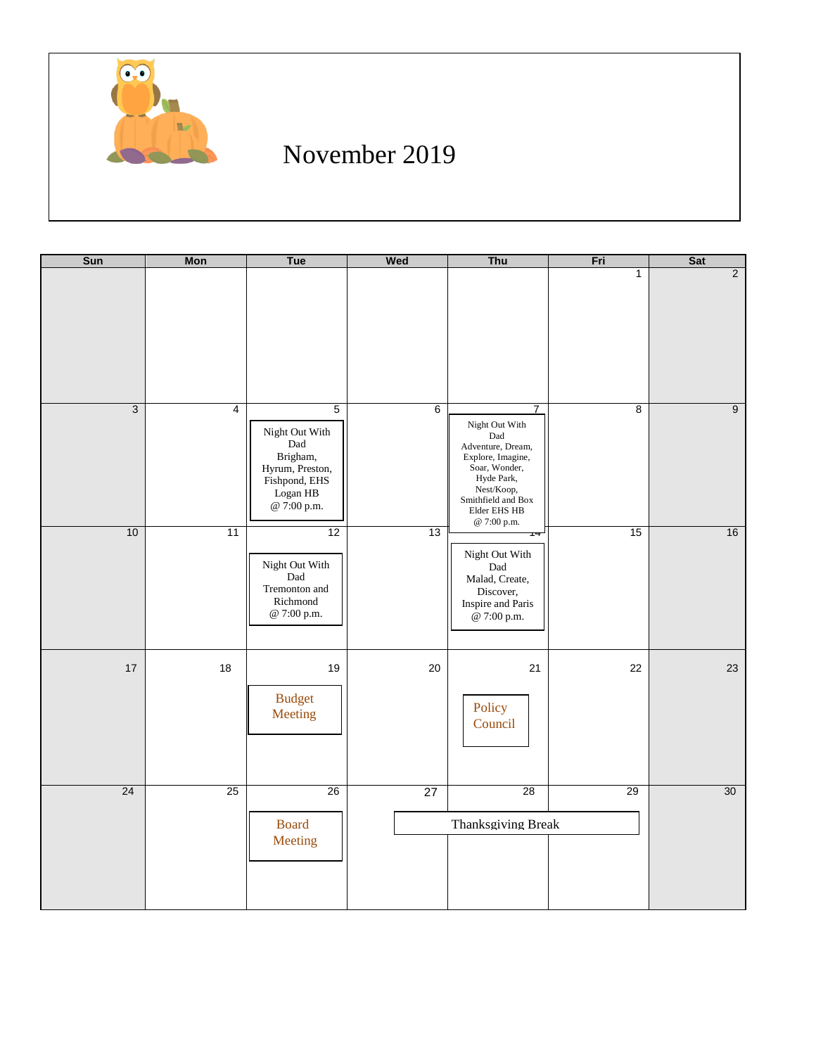# November 2019

| Sun | Mon | Tue | Wed | Thu | Fri | Sat |
|---|---|---|---|---|---|---|
| | | | | | 1 | 2 |
| 3 | 4 | 5<br>Night Out With Dad<br>Brigham, Hyrum, Preston, Fishpond, EHS Logan HB<br>@ 7:00 p.m. | 6 | 7<br>Night Out With Dad<br>Adventure, Dream, Explore, Imagine, Soar, Wonder, Hyde Park, Nest/Koop, Smithfield and Box Elder EHS HB<br>@ 7:00 p.m. | 8 | 9 |
| 10 | 11 | 12<br>Night Out With Dad<br>Tremonton and Richmond<br>@ 7:00 p.m. | 13 | 14<br>Night Out With Dad<br>Malad, Create, Discover, Inspire and Paris<br>@ 7:00 p.m. | 15 | 16 |
| 17 | 18 | 19<br>Budget Meeting | 20 | 21<br>Policy Council | 22 | 23 |
| 24 | 25 | 26<br>Board Meeting | 27<br>Thanksgiving Break | 28<br>Thanksgiving Break | 29<br>Thanksgiving Break | 30 |